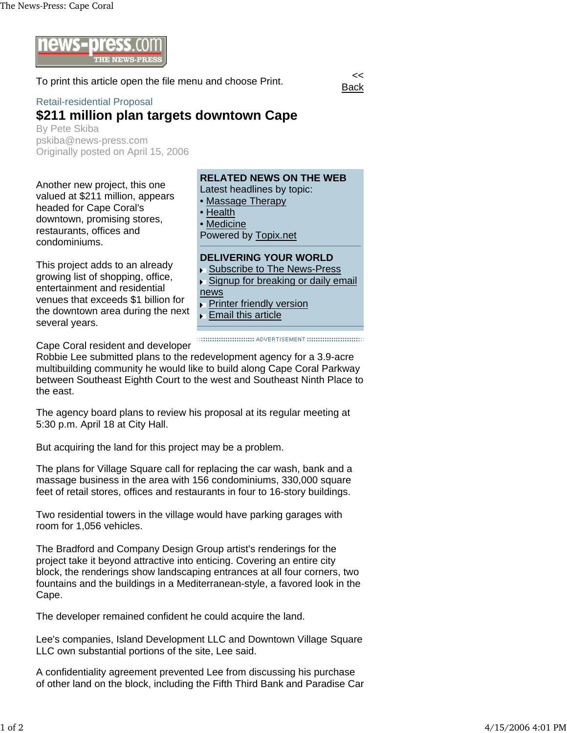To print this article open the file menu and choose Print.

<< Back

Retail-residential Proposal

# $211 million plan targets downtown Cape

By Pete Skiba
pskiba@news-press.com
Originally posted on April 15, 2006

Another new project, this one valued at $211 million, appears headed for Cape Coral's downtown, promising stores, restaurants, offices and condominiums.

This project adds to an already growing list of shopping, office, entertainment and residential venues that exceeds $1 billion for the downtown area during the next several years.

**RELATED NEWS ON THE WEB**
Latest headlines by topic:
- Massage Therapy
- Health
- Medicine

Powered by Topix.net

**DELIVERING YOUR WORLD**
- Subscribe to The News-Press
- Signup for breaking or daily email news
- Printer friendly version
- Email this article

ADVERTISEMENT

Cape Coral resident and developer Robbie Lee submitted plans to the redevelopment agency for a 3.9-acre multibuilding community he would like to build along Cape Coral Parkway between Southeast Eighth Court to the west and Southeast Ninth Place to the east.

The agency board plans to review his proposal at its regular meeting at 5:30 p.m. April 18 at City Hall.

But acquiring the land for this project may be a problem.

The plans for Village Square call for replacing the car wash, bank and a massage business in the area with 156 condominiums, 330,000 square feet of retail stores, offices and restaurants in four to 16-story buildings.

Two residential towers in the village would have parking garages with room for 1,056 vehicles.

The Bradford and Company Design Group artist's renderings for the project take it beyond attractive into enticing. Covering an entire city block, the renderings show landscaping entrances at all four corners, two fountains and the buildings in a Mediterranean-style, a favored look in the Cape.

The developer remained confident he could acquire the land.

Lee's companies, Island Development LLC and Downtown Village Square LLC own substantial portions of the site, Lee said.

A confidentiality agreement prevented Lee from discussing his purchase of other land on the block, including the Fifth Third Bank and Paradise Car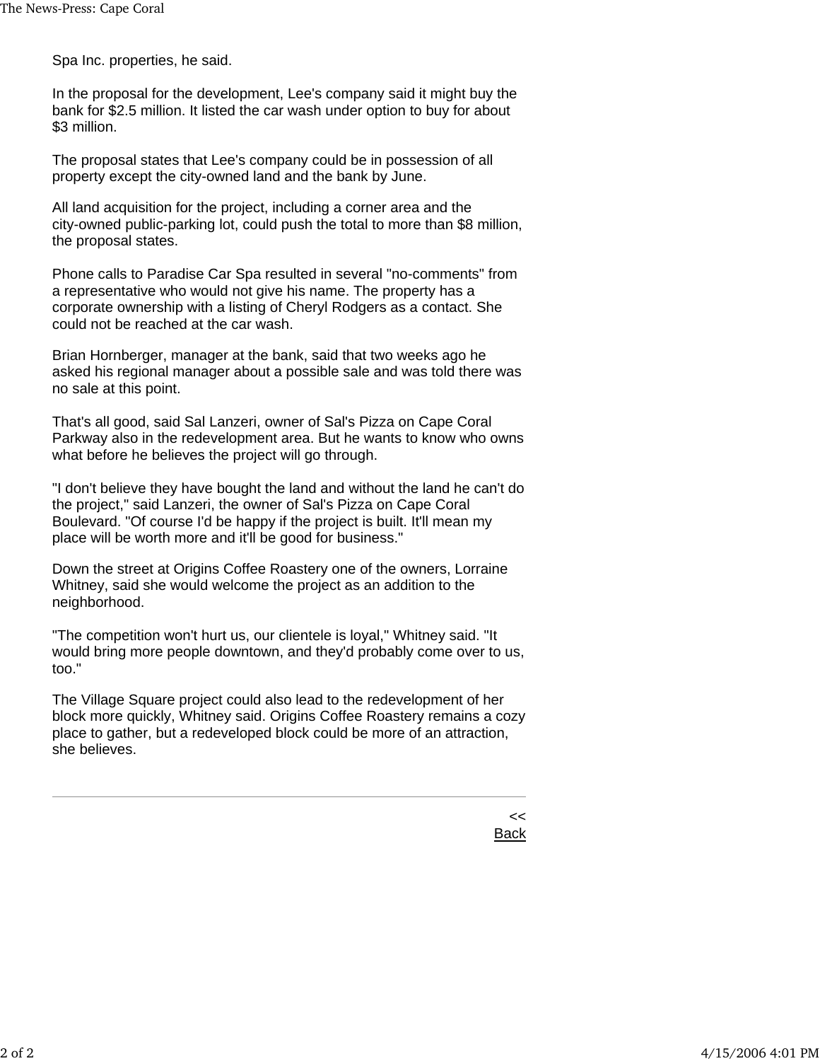Spa Inc. properties, he said.

In the proposal for the development, Lee's company said it might buy the bank for $2.5 million. It listed the car wash under option to buy for about $3 million.

The proposal states that Lee's company could be in possession of all property except the city-owned land and the bank by June.

All land acquisition for the project, including a corner area and the city-owned public-parking lot, could push the total to more than $8 million, the proposal states.

Phone calls to Paradise Car Spa resulted in several "no-comments" from a representative who would not give his name. The property has a corporate ownership with a listing of Cheryl Rodgers as a contact. She could not be reached at the car wash.

Brian Hornberger, manager at the bank, said that two weeks ago he asked his regional manager about a possible sale and was told there was no sale at this point.

That's all good, said Sal Lanzeri, owner of Sal's Pizza on Cape Coral Parkway also in the redevelopment area. But he wants to know who owns what before he believes the project will go through.

"I don't believe they have bought the land and without the land he can't do the project," said Lanzeri, the owner of Sal's Pizza on Cape Coral Boulevard. "Of course I'd be happy if the project is built. It'll mean my place will be worth more and it'll be good for business."

Down the street at Origins Coffee Roastery one of the owners, Lorraine Whitney, said she would welcome the project as an addition to the neighborhood.

"The competition won't hurt us, our clientele is loyal," Whitney said. "It would bring more people downtown, and they'd probably come over to us, too."

The Village Square project could also lead to the redevelopment of her block more quickly, Whitney said. Origins Coffee Roastery remains a cozy place to gather, but a redeveloped block could be more of an attraction, she believes.

---

<< Back